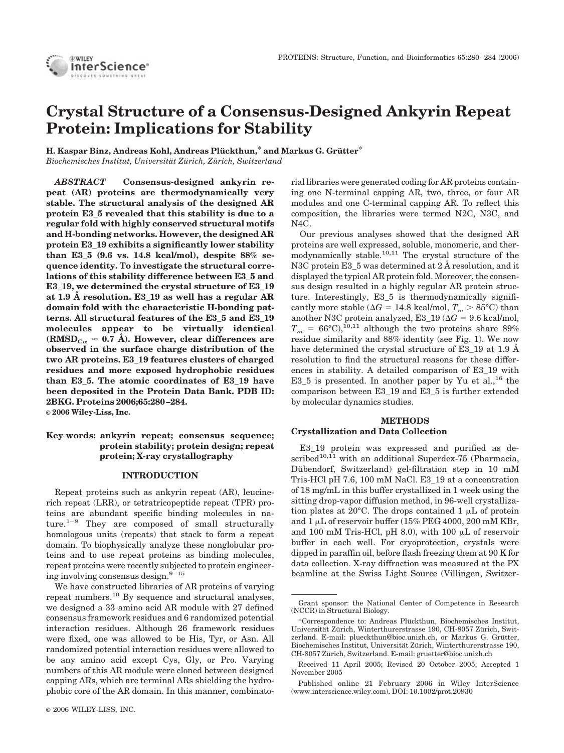# Crystal Structure of a Consensus-Designed Ankyrin Repeat Protein: Implications for Stability

**H. Kaspar Binz, Andreas Kohl, Andreas Plückthun,* and Markus G. Grütter***

*Biochemisches Institut, Universität Zürich, Zürich, Switzerland*

***ABSTRACT*** **Consensus-designed ankyrin repeat (AR) proteins are thermodynamically very stable. The structural analysis of the designed AR protein E3_5 revealed that this stability is due to a regular fold with highly conserved structural motifs and H-bonding networks. However, the designed AR protein E3_19 exhibits a significantly lower stability than E3_5 (9.6 vs. 14.8 kcal/mol), despite 88% sequence identity. To investigate the structural correlations of this stability difference between E3_5 and E3_19, we determined the crystal structure of E3_19 at 1.9 Å resolution. E3_19 as well has a regular AR domain fold with the characteristic H-bonding patterns. All structural features of the E3_5 and E3_19 molecules appear to be virtually identical ($RMSD_{C\alpha} \approx 0.7$ Å). However, clear differences are observed in the surface charge distribution of the two AR proteins. E3_19 features clusters of charged residues and more exposed hydrophobic residues than E3_5. The atomic coordinates of E3_19 have been deposited in the Protein Data Bank. PDB ID: 2BKG. Proteins 2006;65:280–284.**

**© 2006 Wiley-Liss, Inc.**

**Key words:** **ankyrin repeat; consensus sequence; protein stability; protein design; repeat protein; X-ray crystallography**

## INTRODUCTION

Repeat proteins such as ankyrin repeat (AR), leucine-rich repeat (LRR), or tetratricopeptide repeat (TPR) proteins are abundant specific binding molecules in nature.[1–8] They are composed of small structurally homologous units (repeats) that stack to form a repeat domain. To biophysically analyze these nonglobular proteins and to use repeat proteins as binding molecules, repeat proteins were recently subjected to protein engineering involving consensus design.[9–15]

We have constructed libraries of AR proteins of varying repeat numbers.[10] By sequence and structural analyses, we designed a 33 amino acid AR module with 27 defined consensus framework residues and 6 randomized potential interaction residues. Although 26 framework residues were fixed, one was allowed to be His, Tyr, or Asn. All randomized potential interaction residues were allowed to be any amino acid except Cys, Gly, or Pro. Varying numbers of this AR module were cloned between designed capping ARs, which are terminal ARs shielding the hydrophobic core of the AR domain. In this manner, combinatorial libraries were generated coding for AR proteins containing one N-terminal capping AR, two, three, or four AR modules and one C-terminal capping AR. To reflect this composition, the libraries were termed N2C, N3C, and N4C.

Our previous analyses showed that the designed AR proteins are well expressed, soluble, monomeric, and thermodynamically stable.[10,11] The crystal structure of the N3C protein E3_5 was determined at 2 Å resolution, and it displayed the typical AR protein fold. Moreover, the consensus design resulted in a highly regular AR protein structure. Interestingly, E3_5 is thermodynamically significantly more stable ($\Delta G$ = 14.8 kcal/mol, $T_m$ > 85°C) than another N3C protein analyzed, E3_19 ($\Delta G$ = 9.6 kcal/mol, $T_m$ = 66°C),[10,11] although the two proteins share 89% residue similarity and 88% identity (see Fig. 1). We now have determined the crystal structure of E3_19 at 1.9 Å resolution to find the structural reasons for these differences in stability. A detailed comparison of E3_19 with E3_5 is presented. In another paper by Yu et al.,[16] the comparison between E3_19 and E3_5 is further extended by molecular dynamics studies.

## METHODS

### Crystallization and Data Collection

E3_19 protein was expressed and purified as described[10,11] with an additional Superdex-75 (Pharmacia, Dübendorf, Switzerland) gel-filtration step in 10 mM Tris-HCl pH 7.6, 100 mM NaCl. E3_19 at a concentration of 18 mg/mL in this buffer crystallized in 1 week using the sitting drop-vapor diffusion method, in 96-well crystallization plates at 20°C. The drops contained 1 μL of protein and 1 μL of reservoir buffer (15% PEG 4000, 200 mM KBr, and 100 mM Tris-HCl, pH 8.0), with 100 μL of reservoir buffer in each well. For cryoprotection, crystals were dipped in paraffin oil, before flash freezing them at 90 K for data collection. X-ray diffraction was measured at the PX beamline at the Swiss Light Source (Villingen, Switzer-

---

Grant sponsor: the National Center of Competence in Research (NCCR) in Structural Biology.

*Correspondence to: Andreas Plückthun, Biochemisches Institut, Universität Zürich, Winterthurerstrasse 190, CH-8057 Zürich, Switzerland. E-mail: plueckthun@bioc.unizh.ch, or Markus G. Grütter, Biochemisches Institut, Universität Zürich, Winterthurerstrasse 190, CH-8057 Zürich, Switzerland. E-mail: gruetter@bioc.unizh.ch

Received 11 April 2005; Revised 20 October 2005; Accepted 1 November 2005

Published online 21 February 2006 in Wiley InterScience (www.interscience.wiley.com). DOI: 10.1002/prot.20930

© 2006 WILEY-LISS, INC.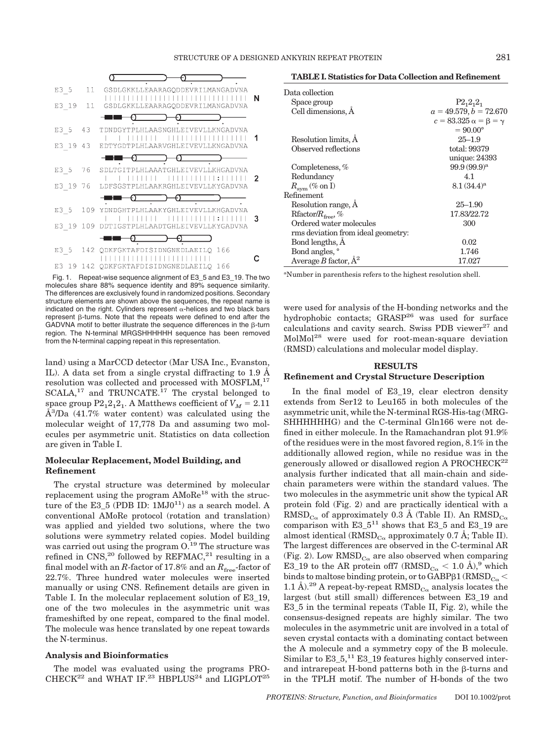```
E3_5   11   GSDLGKKLLEAARAGQDDEVRILMANGADVNA
            ||||||||||||||||||||||||||||||||                  N
E3_19  11   GSDLGKKLLEAARAGQDDEVRILMANGADVNA

E3_5   43   TDNDGYTPLHLAASNGHLEIVEVLLKNGADVNA
            |  | |||||| |||||||||||||||||                  1
E3_19  43   EDTYGDTPLHLAARVGHLEIVEVLLKNGADVNA

E3_5   76   SDLTGITPLHLAAATGHLEIVEVLLKHGADVNA
            |  | |||||| ||||||||||:|||||                  2
E3_19  76   LDFSGSTPLHLAAKRGHLEIVEVLLKYGADVNA

E3_5   109  YDNDGHTPLHLAAKYGHLEIVEVLLKHGADVNA
            |  | |||||| ||||||||||:|||||                  3
E3_19  109  DDTIGSTPLHLAADTGHLEIVEVLLKYGADVNA

E3_5   142  QDKFGKTAFDISIDNGNEDLAEILQ 166
            |||||||||||||||||||||||||                      C
E3_19  142  QDKFGKTAFDISIDNGNEDLAEILQ 166
```

Fig. 1. Repeat-wise sequence alignment of E3_5 and E3_19. The two molecules share 88% sequence identity and 89% sequence similarity. The differences are exclusively found in randomized positions. Secondary structure elements are shown above the sequences, the repeat name is indicated on the right. Cylinders represent α-helices and two black bars represent β-turns. Note that the repeats were defined to end after the GADVNA motif to better illustrate the sequence differences in the β-turn region. The N-terminal MRGSHHHHHH sequence has been removed from the N-terminal capping repeat in this representation.

land) using a MarCCD detector (Mar USA Inc., Evanston, IL). A data set from a single crystal diffracting to 1.9 Å resolution was collected and processed with MOSFLM,[17] SCALA,[17] and TRUNCATE.[17] The crystal belonged to space group $P2_12_12_1$. A Matthews coefficient of $V_M$ = 2.11 Å$^3$/Da (41.7% water content) was calculated using the molecular weight of 17,778 Da and assuming two molecules per asymmetric unit. Statistics on data collection are given in Table I.

### Molecular Replacement, Model Building, and Refinement

The crystal structure was determined by molecular replacement using the program AMoRe[18] with the structure of the E3_5 (PDB ID: 1MJ0[11]) as a search model. A conventional AMoRe protocol (rotation and translation) was applied and yielded two solutions, where the two solutions were symmetry related copies. Model building was carried out using the program O.[19] The structure was refined in CNS,[20] followed by REFMAC,[21] resulting in a final model with an $R$-factor of 17.8% and an $R_{free}$-factor of 22.7%. Three hundred water molecules were inserted manually or using CNS. Refinement details are given in Table I. In the molecular replacement solution of E3_19, one of the two molecules in the asymmetric unit was frameshifted by one repeat, compared to the final model. The molecule was hence translated by one repeat towards the N-terminus.

### Analysis and Bioinformatics

The model was evaluated using the programs PROCHECK[22] and WHAT IF.[23] HBPLUS[24] and LIGPLOT[25] were used for analysis of the H-bonding networks and the hydrophobic contacts; GRASP[26] was used for surface calculations and cavity search. Swiss PDB viewer[27] and MolMol[28] were used for root-mean-square deviation (RMSD) calculations and molecular model display.

**TABLE I. Statistics for Data Collection and Refinement**

| | |
|---|---|
| Data collection | |
| Space group | $P2_12_12_1$ |
| Cell dimensions, Å | $a$ = 49.579, $b$ = 72.670 $c$ = 83.325 α = β = γ = 90.00° |
| Resolution limits, Å | 25–1.9 |
| Observed reflections | total: 99379 unique: 24393 |
| Completeness, % | 99.9 (99.9)[a] |
| Redundancy | 4.1 |
| $R_{sym}$ (% on I) | 8.1 (34.4)[a] |
| Refinement | |
| Resolution range, Å | 25–1.90 |
| Rfactor/$R_{free}$, % | 17.83/22.72 |
| Ordered water molecules | 300 |
| rms deviation from ideal geometry: | |
| Bond lengths, Å | 0.02 |
| Bond angles, ° | 1.746 |
| Average $B$ factor, Å$^2$ | 17.027 |

[a]Number in parenthesis refers to the highest resolution shell.

## RESULTS

### Refinement and Crystal Structure Description

In the final model of E3_19, clear electron density extends from Ser12 to Leu165 in both molecules of the asymmetric unit, while the N-terminal RGS-His-tag (MRGSHHHHHHG) and the C-terminal Gln166 were not defined in either molecule. In the Ramachandran plot 91.9% of the residues were in the most favored region, 8.1% in the additionally allowed region, while no residue was in the generously allowed or disallowed region A PROCHECK[22] analysis further indicated that all main-chain and side-chain parameters were within the standard values. The two molecules in the asymmetric unit show the typical AR protein fold (Fig. 2) and are practically identical with a $RMSD_{C\alpha}$ of approximately 0.3 Å (Table II). An $RMSD_{C\alpha}$ comparison with E3_5[11] shows that E3_5 and E3_19 are almost identical ($RMSD_{C\alpha}$ approximately 0.7 Å; Table II). The largest differences are observed in the C-terminal AR (Fig. 2). Low $RMSD_{C\alpha}$ are also observed when comparing E3_19 to the AR protein off7 ($RMSD_{C\alpha}$ < 1.0 Å),[9] which binds to maltose binding protein, or to GABPβ1 ($RMSD_{C\alpha}$ < 1.1 Å).[29] A repeat-by-repeat $RMSD_{C\alpha}$ analysis locates the largest (but still small) differences between E3_19 and E3_5 in the terminal repeats (Table II, Fig. 2), while the consensus-designed repeats are highly similar. The two molecules in the asymmetric unit are involved in a total of seven crystal contacts with a dominating contact between the A molecule and a symmetry copy of the B molecule. Similar to E3_5,[11] E3_19 features highly conserved inter- and intrarepeat H-bond patterns both in the β-turns and in the TPLH motif. The number of H-bonds of the two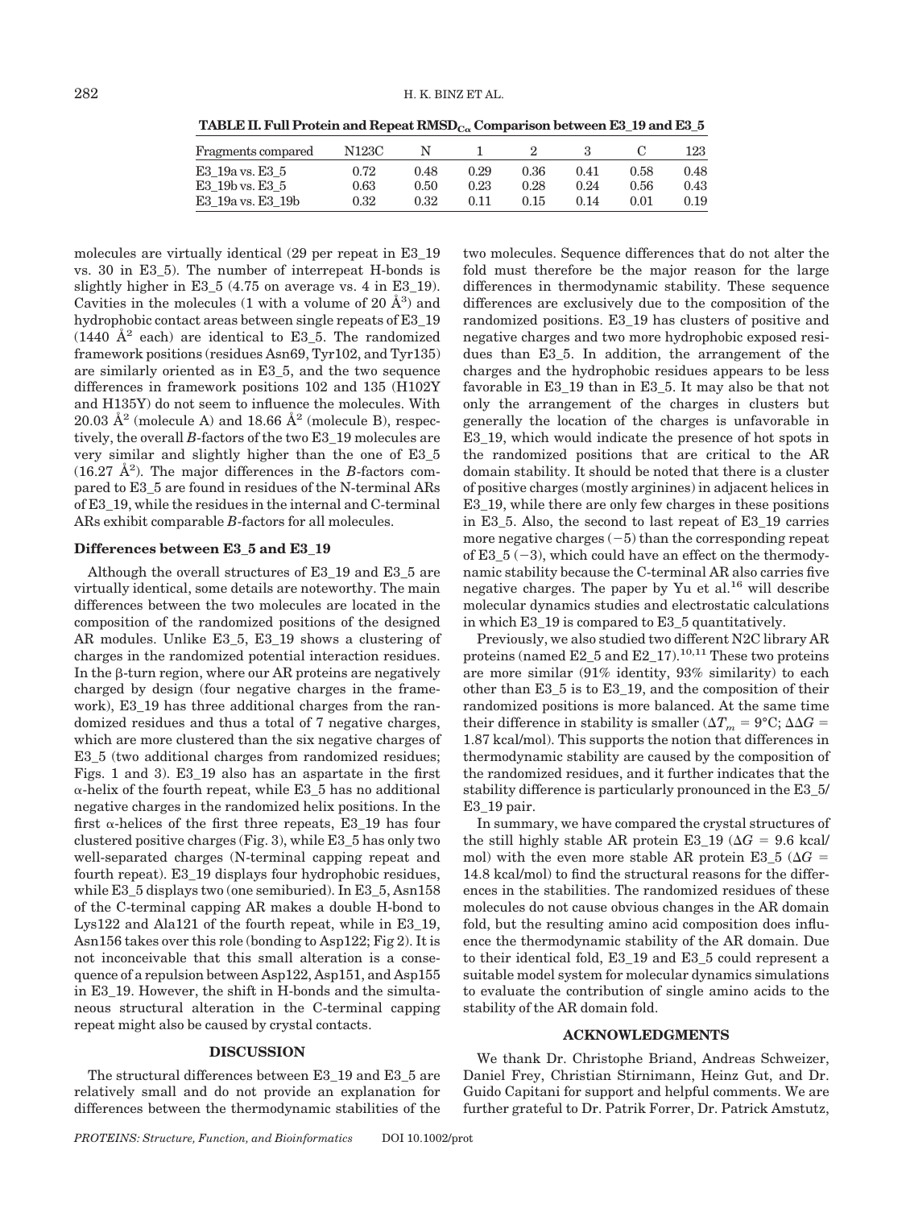**TABLE II. Full Protein and Repeat $RMSD_{C_\alpha}$ Comparison between E3_19 and E3_5**

| Fragments compared | N123C | N | 1 | 2 | 3 | C | 123 |
|---|---|---|---|---|---|---|---|
| E3_19a vs. E3_5 | 0.72 | 0.48 | 0.29 | 0.36 | 0.41 | 0.58 | 0.48 |
| E3_19b vs. E3_5 | 0.63 | 0.50 | 0.23 | 0.28 | 0.24 | 0.56 | 0.43 |
| E3_19a vs. E3_19b | 0.32 | 0.32 | 0.11 | 0.15 | 0.14 | 0.01 | 0.19 |

molecules are virtually identical (29 per repeat in E3_19 vs. 30 in E3_5). The number of interrepeat H-bonds is slightly higher in E3_5 (4.75 on average vs. 4 in E3_19). Cavities in the molecules (1 with a volume of 20 $Å^3$) and hydrophobic contact areas between single repeats of E3_19 (1440 $Å^2$ each) are identical to E3_5. The randomized framework positions (residues Asn69, Tyr102, and Tyr135) are similarly oriented as in E3_5, and the two sequence differences in framework positions 102 and 135 (H102Y and H135Y) do not seem to influence the molecules. With 20.03 $Å^2$ (molecule A) and 18.66 $Å^2$ (molecule B), respectively, the overall *B*-factors of the two E3_19 molecules are very similar and slightly higher than the one of E3_5 (16.27 $Å^2$). The major differences in the *B*-factors compared to E3_5 are found in residues of the N-terminal ARs of E3_19, while the residues in the internal and C-terminal ARs exhibit comparable *B*-factors for all molecules.

### Differences between E3_5 and E3_19

Although the overall structures of E3_19 and E3_5 are virtually identical, some details are noteworthy. The main differences between the two molecules are located in the composition of the randomized positions of the designed AR modules. Unlike E3_5, E3_19 shows a clustering of charges in the randomized potential interaction residues. In the β-turn region, where our AR proteins are negatively charged by design (four negative charges in the framework), E3_19 has three additional charges from the randomized residues and thus a total of 7 negative charges, which are more clustered than the six negative charges of E3_5 (two additional charges from randomized residues; Figs. 1 and 3). E3_19 also has an aspartate in the first α-helix of the fourth repeat, while E3_5 has no additional negative charges in the randomized helix positions. In the first α-helices of the first three repeats, E3_19 has four clustered positive charges (Fig. 3), while E3_5 has only two well-separated charges (N-terminal capping repeat and fourth repeat). E3_19 displays four hydrophobic residues, while E3_5 displays two (one semiburied). In E3_5, Asn158 of the C-terminal capping AR makes a double H-bond to Lys122 and Ala121 of the fourth repeat, while in E3_19, Asn156 takes over this role (bonding to Asp122; Fig 2). It is not inconceivable that this small alteration is a consequence of a repulsion between Asp122, Asp151, and Asp155 in E3_19. However, the shift in H-bonds and the simultaneous structural alteration in the C-terminal capping repeat might also be caused by crystal contacts.

## DISCUSSION

The structural differences between E3_19 and E3_5 are relatively small and do not provide an explanation for differences between the thermodynamic stabilities of the two molecules. Sequence differences that do not alter the fold must therefore be the major reason for the large differences in thermodynamic stability. These sequence differences are exclusively due to the composition of the randomized positions. E3_19 has clusters of positive and negative charges and two more hydrophobic exposed residues than E3_5. In addition, the arrangement of the charges and the hydrophobic residues appears to be less favorable in E3_19 than in E3_5. It may also be that not only the arrangement of the charges in clusters but generally the location of the charges is unfavorable in E3_19, which would indicate the presence of hot spots in the randomized positions that are critical to the AR domain stability. It should be noted that there is a cluster of positive charges (mostly arginines) in adjacent helices in E3_19, while there are only few charges in these positions in E3_5. Also, the second to last repeat of E3_19 carries more negative charges (−5) than the corresponding repeat of E3_5 (−3), which could have an effect on the thermodynamic stability because the C-terminal AR also carries five negative charges. The paper by Yu et al.[16] will describe molecular dynamics studies and electrostatic calculations in which E3_19 is compared to E3_5 quantitatively.

Previously, we also studied two different N2C library AR proteins (named E2_5 and E2_17).[10,11] These two proteins are more similar (91% identity, 93% similarity) to each other than E3_5 is to E3_19, and the composition of their randomized positions is more balanced. At the same time their difference in stability is smaller ($\Delta T_m$ = 9°C; $\Delta\Delta G$ = 1.87 kcal/mol). This supports the notion that differences in thermodynamic stability are caused by the composition of the randomized residues, and it further indicates that the stability difference is particularly pronounced in the E3_5/E3_19 pair.

In summary, we have compared the crystal structures of the still highly stable AR protein E3_19 ($\Delta G$ = 9.6 kcal/mol) with the even more stable AR protein E3_5 ($\Delta G$ = 14.8 kcal/mol) to find the structural reasons for the differences in the stabilities. The randomized residues of these molecules do not cause obvious changes in the AR domain fold, but the resulting amino acid composition does influence the thermodynamic stability of the AR domain. Due to their identical fold, E3_19 and E3_5 could represent a suitable model system for molecular dynamics simulations to evaluate the contribution of single amino acids to the stability of the AR domain fold.

## ACKNOWLEDGMENTS

We thank Dr. Christophe Briand, Andreas Schweizer, Daniel Frey, Christian Stirnimann, Heinz Gut, and Dr. Guido Capitani for support and helpful comments. We are further grateful to Dr. Patrik Forrer, Dr. Patrick Amstutz,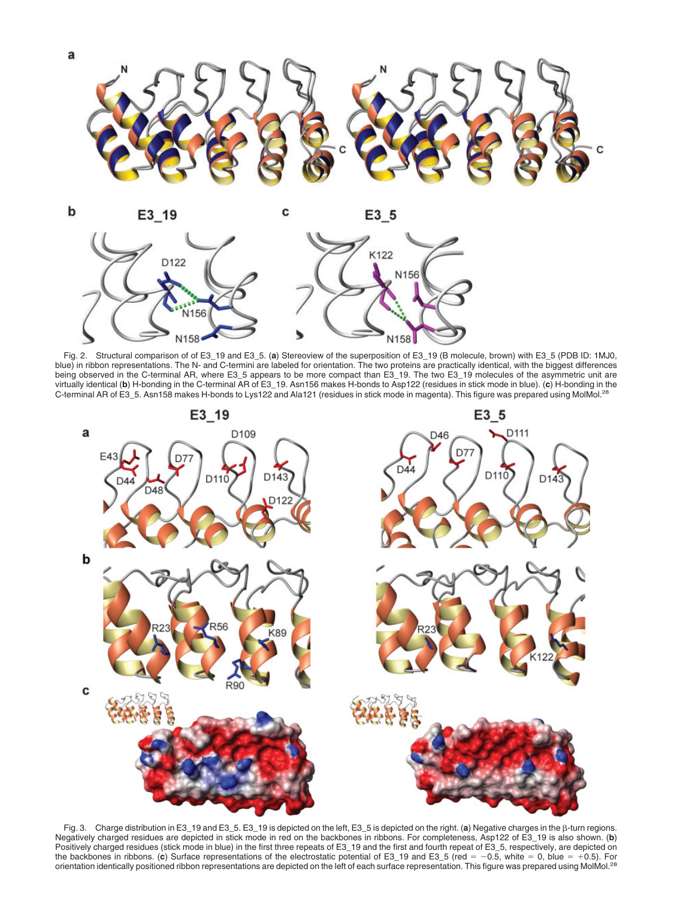Fig. 2. Structural comparison of of E3_19 and E3_5. (**a**) Stereoview of the superposition of E3_19 (B molecule, brown) with E3_5 (PDB ID: 1MJ0, blue) in ribbon representations. The N- and C-termini are labeled for orientation. The two proteins are practically identical, with the biggest differences being observed in the C-terminal AR, where E3_5 appears to be more compact than E3_19. The two E3_19 molecules of the asymmetric unit are virtually identical (**b**) H-bonding in the C-terminal AR of E3_19. Asn156 makes H-bonds to Asp122 (residues in stick mode in blue). (**c**) H-bonding in the C-terminal AR of E3_5. Asn158 makes H-bonds to Lys122 and Ala121 (residues in stick mode in magenta). This figure was prepared using MolMol.[28]

Fig. 3. Charge distribution in E3_19 and E3_5. E3_19 is depicted on the left, E3_5 is depicted on the right. (**a**) Negative charges in the β-turn regions. Negatively charged residues are depicted in stick mode in red on the backbones in ribbons. For completeness, Asp122 of E3_19 is also shown. (**b**) Positively charged residues (stick mode in blue) in the first three repeats of E3_19 and the first and fourth repeat of E3_5, respectively, are depicted on the backbones in ribbons. (**c**) Surface representations of the electrostatic potential of E3_19 and E3_5 (red = −0.5, white = 0, blue = +0.5). For orientation identically positioned ribbon representations are depicted on the left of each surface representation. This figure was prepared using MolMol.[28]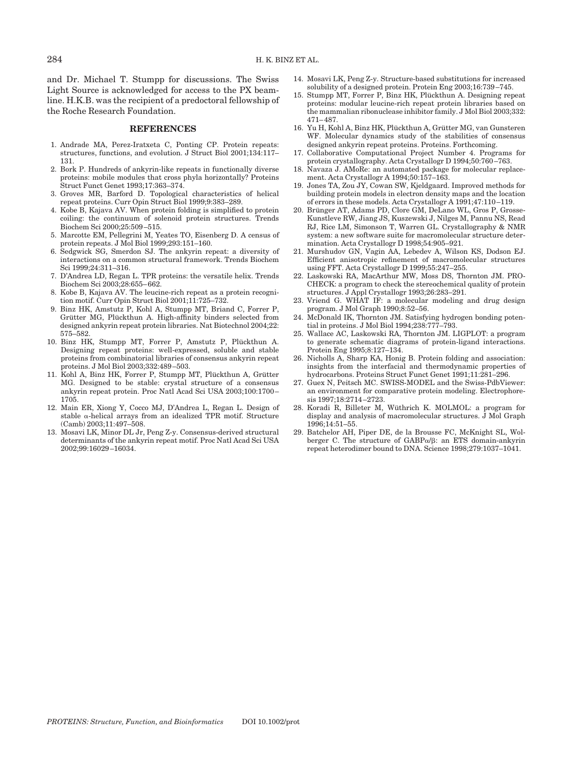and Dr. Michael T. Stumpp for discussions. The Swiss Light Source is acknowledged for access to the PX beamline. H.K.B. was the recipient of a predoctoral fellowship of the Roche Research Foundation.

## REFERENCES

1. Andrade MA, Perez-Iratxeta C, Ponting CP. Protein repeats: structures, functions, and evolution. J Struct Biol 2001;134:117–131.
2. Bork P. Hundreds of ankyrin-like repeats in functionally diverse proteins: mobile modules that cross phyla horizontally? Proteins Struct Funct Genet 1993;17:363–374.
3. Groves MR, Barford D. Topological characteristics of helical repeat proteins. Curr Opin Struct Biol 1999;9:383–289.
4. Kobe B, Kajava AV. When protein folding is simplified to protein coiling: the continuum of solenoid protein structures. Trends Biochem Sci 2000;25:509–515.
5. Marcotte EM, Pellegrini M, Yeates TO, Eisenberg D. A census of protein repeats. J Mol Biol 1999;293:151–160.
6. Sedgwick SG, Smerdon SJ. The ankyrin repeat: a diversity of interactions on a common structural framework. Trends Biochem Sci 1999;24:311–316.
7. D'Andrea LD, Regan L. TPR proteins: the versatile helix. Trends Biochem Sci 2003;28:655–662.
8. Kobe B, Kajava AV. The leucine-rich repeat as a protein recognition motif. Curr Opin Struct Biol 2001;11:725–732.
9. Binz HK, Amstutz P, Kohl A, Stumpp MT, Briand C, Forrer P, Grütter MG, Plückthun A. High-affinity binders selected from designed ankyrin repeat protein libraries. Nat Biotechnol 2004;22:575–582.
10. Binz HK, Stumpp MT, Forrer P, Amstutz P, Plückthun A. Designing repeat proteins: well-expressed, soluble and stable proteins from combinatorial libraries of consensus ankyrin repeat proteins. J Mol Biol 2003;332:489–503.
11. Kohl A, Binz HK, Forrer P, Stumpp MT, Plückthun A, Grütter MG. Designed to be stable: crystal structure of a consensus ankyrin repeat protein. Proc Natl Acad Sci USA 2003;100:1700–1705.
12. Main ER, Xiong Y, Cocco MJ, D'Andrea L, Regan L. Design of stable α-helical arrays from an idealized TPR motif. Structure (Camb) 2003;11:497–508.
13. Mosavi LK, Minor DL Jr, Peng Z-y. Consensus-derived structural determinants of the ankyrin repeat motif. Proc Natl Acad Sci USA 2002;99:16029–16034.
14. Mosavi LK, Peng Z-y. Structure-based substitutions for increased solubility of a designed protein. Protein Eng 2003;16:739–745.
15. Stumpp MT, Forrer P, Binz HK, Plückthun A. Designing repeat proteins: modular leucine-rich repeat protein libraries based on the mammalian ribonuclease inhibitor family. J Mol Biol 2003;332:471–487.
16. Yu H, Kohl A, Binz HK, Plückthun A, Grütter MG, van Gunsteren WF. Molecular dynamics study of the stabilities of consensus designed ankyrin repeat proteins. Proteins. Forthcoming.
17. Collaborative Computational Project Number 4. Programs for protein crystallography. Acta Crystallogr D 1994;50:760–763.
18. Navaza J. AMoRe: an automated package for molecular replacement. Acta Crystallogr A 1994;50:157–163.
19. Jones TA, Zou JY, Cowan SW, Kjeldgaard. Improved methods for building protein models in electron density maps and the location of errors in these models. Acta Crystallogr A 1991;47:110–119.
20. Brünger AT, Adams PD, Clore GM, DeLano WL, Gros P, Grosse-Kunstleve RW, Jiang JS, Kuszewski J, Nilges M, Pannu NS, Read RJ, Rice LM, Simonson T, Warren GL. Crystallography & NMR system: a new software suite for macromolecular structure determination. Acta Crystallogr D 1998;54:905–921.
21. Murshudov GN, Vagin AA, Lebedev A, Wilson KS, Dodson EJ. Efficient anisotropic refinement of macromolecular structures using FFT. Acta Crystallogr D 1999;55:247–255.
22. Laskowski RA, MacArthur MW, Moss DS, Thornton JM. PROCHECK: a program to check the stereochemical quality of protein structures. J Appl Crystallogr 1993;26:283–291.
23. Vriend G. WHAT IF: a molecular modeling and drug design program. J Mol Graph 1990;8:52–56.
24. McDonald IK, Thornton JM. Satisfying hydrogen bonding potential in proteins. J Mol Biol 1994;238:777–793.
25. Wallace AC, Laskowski RA, Thornton JM. LIGPLOT: a program to generate schematic diagrams of protein-ligand interactions. Protein Eng 1995;8:127–134.
26. Nicholls A, Sharp KA, Honig B. Protein folding and association: insights from the interfacial and thermodynamic properties of hydrocarbons. Proteins Struct Funct Genet 1991;11:281–296.
27. Guex N, Peitsch MC. SWISS-MODEL and the Swiss-PdbViewer: an environment for comparative protein modeling. Electrophoresis 1997;18:2714–2723.
28. Koradi R, Billeter M, Wüthrich K. MOLMOL: a program for display and analysis of macromolecular structures. J Mol Graph 1996;14:51–55.
29. Batchelor AH, Piper DE, de la Brousse FC, McKnight SL, Wolberger C. The structure of GABPα/β: an ETS domain-ankyrin repeat heterodimer bound to DNA. Science 1998;279:1037–1041.